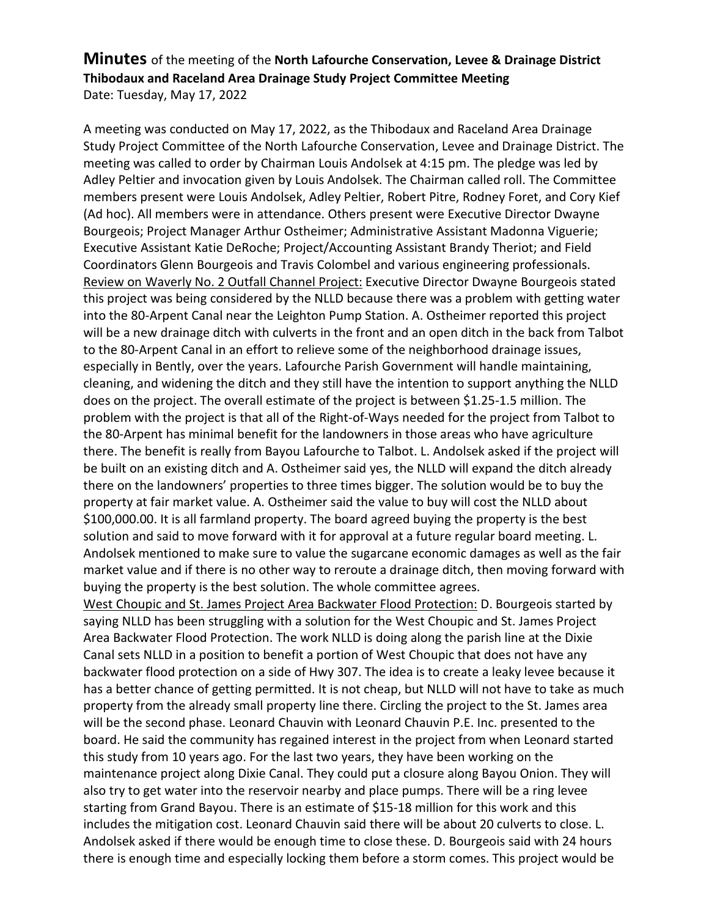**Minutes** of the meeting of the **North Lafourche Conservation, Levee & Drainage District Thibodaux and Raceland Area Drainage Study Project Committee Meeting**
Date: Tuesday, May 17, 2022

A meeting was conducted on May 17, 2022, as the Thibodaux and Raceland Area Drainage Study Project Committee of the North Lafourche Conservation, Levee and Drainage District. The meeting was called to order by Chairman Louis Andolsek at 4:15 pm. The pledge was led by Adley Peltier and invocation given by Louis Andolsek. The Chairman called roll. The Committee members present were Louis Andolsek, Adley Peltier, Robert Pitre, Rodney Foret, and Cory Kief (Ad hoc). All members were in attendance. Others present were Executive Director Dwayne Bourgeois; Project Manager Arthur Ostheimer; Administrative Assistant Madonna Viguerie; Executive Assistant Katie DeRoche; Project/Accounting Assistant Brandy Theriot; and Field Coordinators Glenn Bourgeois and Travis Colombel and various engineering professionals.
Review on Waverly No. 2 Outfall Channel Project: Executive Director Dwayne Bourgeois stated this project was being considered by the NLLD because there was a problem with getting water into the 80-Arpent Canal near the Leighton Pump Station. A. Ostheimer reported this project will be a new drainage ditch with culverts in the front and an open ditch in the back from Talbot to the 80-Arpent Canal in an effort to relieve some of the neighborhood drainage issues, especially in Bently, over the years. Lafourche Parish Government will handle maintaining, cleaning, and widening the ditch and they still have the intention to support anything the NLLD does on the project. The overall estimate of the project is between $1.25-1.5 million. The problem with the project is that all of the Right-of-Ways needed for the project from Talbot to the 80-Arpent has minimal benefit for the landowners in those areas who have agriculture there. The benefit is really from Bayou Lafourche to Talbot. L. Andolsek asked if the project will be built on an existing ditch and A. Ostheimer said yes, the NLLD will expand the ditch already there on the landowners' properties to three times bigger. The solution would be to buy the property at fair market value. A. Ostheimer said the value to buy will cost the NLLD about $100,000.00. It is all farmland property. The board agreed buying the property is the best solution and said to move forward with it for approval at a future regular board meeting. L. Andolsek mentioned to make sure to value the sugarcane economic damages as well as the fair market value and if there is no other way to reroute a drainage ditch, then moving forward with buying the property is the best solution. The whole committee agrees.
West Choupic and St. James Project Area Backwater Flood Protection: D. Bourgeois started by saying NLLD has been struggling with a solution for the West Choupic and St. James Project Area Backwater Flood Protection. The work NLLD is doing along the parish line at the Dixie Canal sets NLLD in a position to benefit a portion of West Choupic that does not have any backwater flood protection on a side of Hwy 307. The idea is to create a leaky levee because it has a better chance of getting permitted. It is not cheap, but NLLD will not have to take as much property from the already small property line there. Circling the project to the St. James area will be the second phase. Leonard Chauvin with Leonard Chauvin P.E. Inc. presented to the board. He said the community has regained interest in the project from when Leonard started this study from 10 years ago. For the last two years, they have been working on the maintenance project along Dixie Canal. They could put a closure along Bayou Onion. They will also try to get water into the reservoir nearby and place pumps. There will be a ring levee starting from Grand Bayou. There is an estimate of $15-18 million for this work and this includes the mitigation cost. Leonard Chauvin said there will be about 20 culverts to close. L. Andolsek asked if there would be enough time to close these. D. Bourgeois said with 24 hours there is enough time and especially locking them before a storm comes. This project would be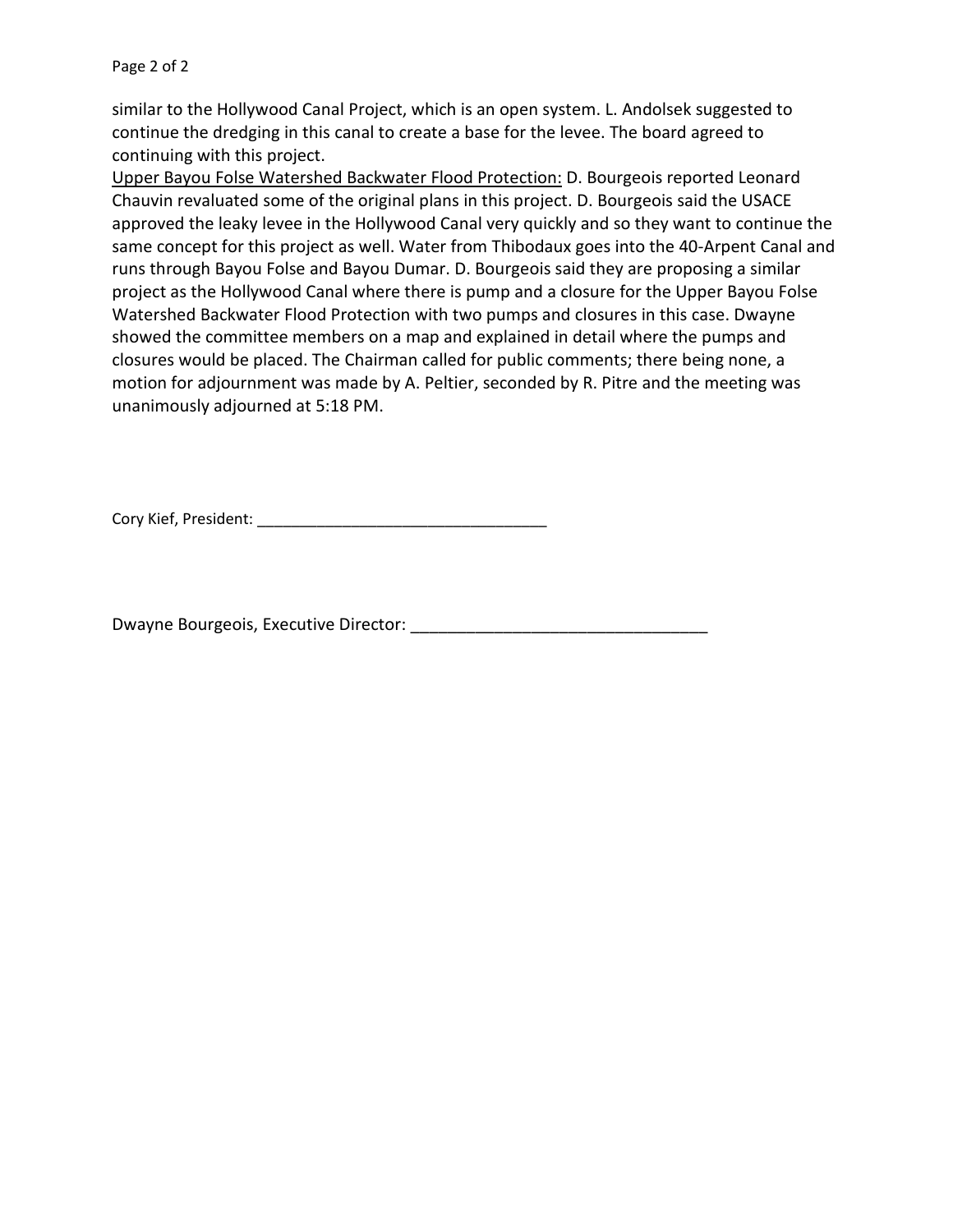similar to the Hollywood Canal Project, which is an open system. L. Andolsek suggested to continue the dredging in this canal to create a base for the levee. The board agreed to continuing with this project.

<u>Upper Bayou Folse Watershed Backwater Flood Protection:</u> D. Bourgeois reported Leonard Chauvin revaluated some of the original plans in this project. D. Bourgeois said the USACE approved the leaky levee in the Hollywood Canal very quickly and so they want to continue the same concept for this project as well. Water from Thibodaux goes into the 40-Arpent Canal and runs through Bayou Folse and Bayou Dumar. D. Bourgeois said they are proposing a similar project as the Hollywood Canal where there is pump and a closure for the Upper Bayou Folse Watershed Backwater Flood Protection with two pumps and closures in this case. Dwayne showed the committee members on a map and explained in detail where the pumps and closures would be placed. The Chairman called for public comments; there being none, a motion for adjournment was made by A. Peltier, seconded by R. Pitre and the meeting was unanimously adjourned at 5:18 PM.

Cory Kief, President: ________________________________

Dwayne Bourgeois, Executive Director: ________________________________